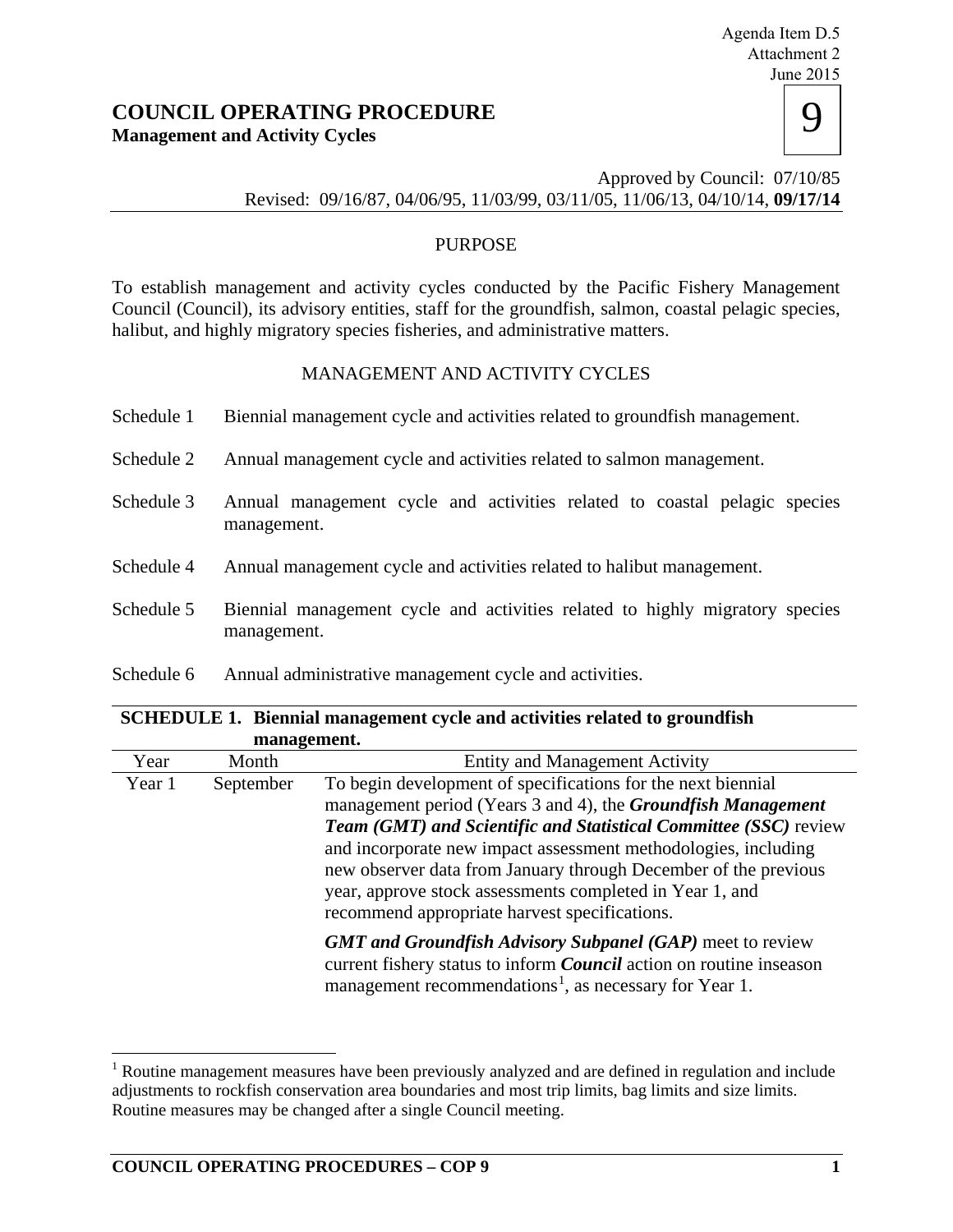Agenda Item D.5
Attachment 2
June 2015

# COUNCIL OPERATING PROCEDURE

**Management and Activity Cycles**

**9**

Approved by Council: 07/10/85
Revised: 09/16/87, 04/06/95, 11/03/99, 03/11/05, 11/06/13, 04/10/14, **09/17/14**

## PURPOSE

To establish management and activity cycles conducted by the Pacific Fishery Management Council (Council), its advisory entities, staff for the groundfish, salmon, coastal pelagic species, halibut, and highly migratory species fisheries, and administrative matters.

## MANAGEMENT AND ACTIVITY CYCLES

Schedule 1 Biennial management cycle and activities related to groundfish management.

Schedule 2 Annual management cycle and activities related to salmon management.

Schedule 3 Annual management cycle and activities related to coastal pelagic species management.

Schedule 4 Annual management cycle and activities related to halibut management.

Schedule 5 Biennial management cycle and activities related to highly migratory species management.

Schedule 6 Annual administrative management cycle and activities.

**SCHEDULE 1. Biennial management cycle and activities related to groundfish management.**

| Year | Month | Entity and Management Activity |
|---|---|---|
| Year 1 | September | To begin development of specifications for the next biennial management period (Years 3 and 4), the ***Groundfish Management Team (GMT) and Scientific and Statistical Committee (SSC)*** review and incorporate new impact assessment methodologies, including new observer data from January through December of the previous year, approve stock assessments completed in Year 1, and recommend appropriate harvest specifications.<br><br>***GMT and Groundfish Advisory Subpanel (GAP)*** meet to review current fishery status to inform ***Council*** action on routine inseason management recommendations[1], as necessary for Year 1. |

[1] Routine management measures have been previously analyzed and are defined in regulation and include adjustments to rockfish conservation area boundaries and most trip limits, bag limits and size limits. Routine measures may be changed after a single Council meeting.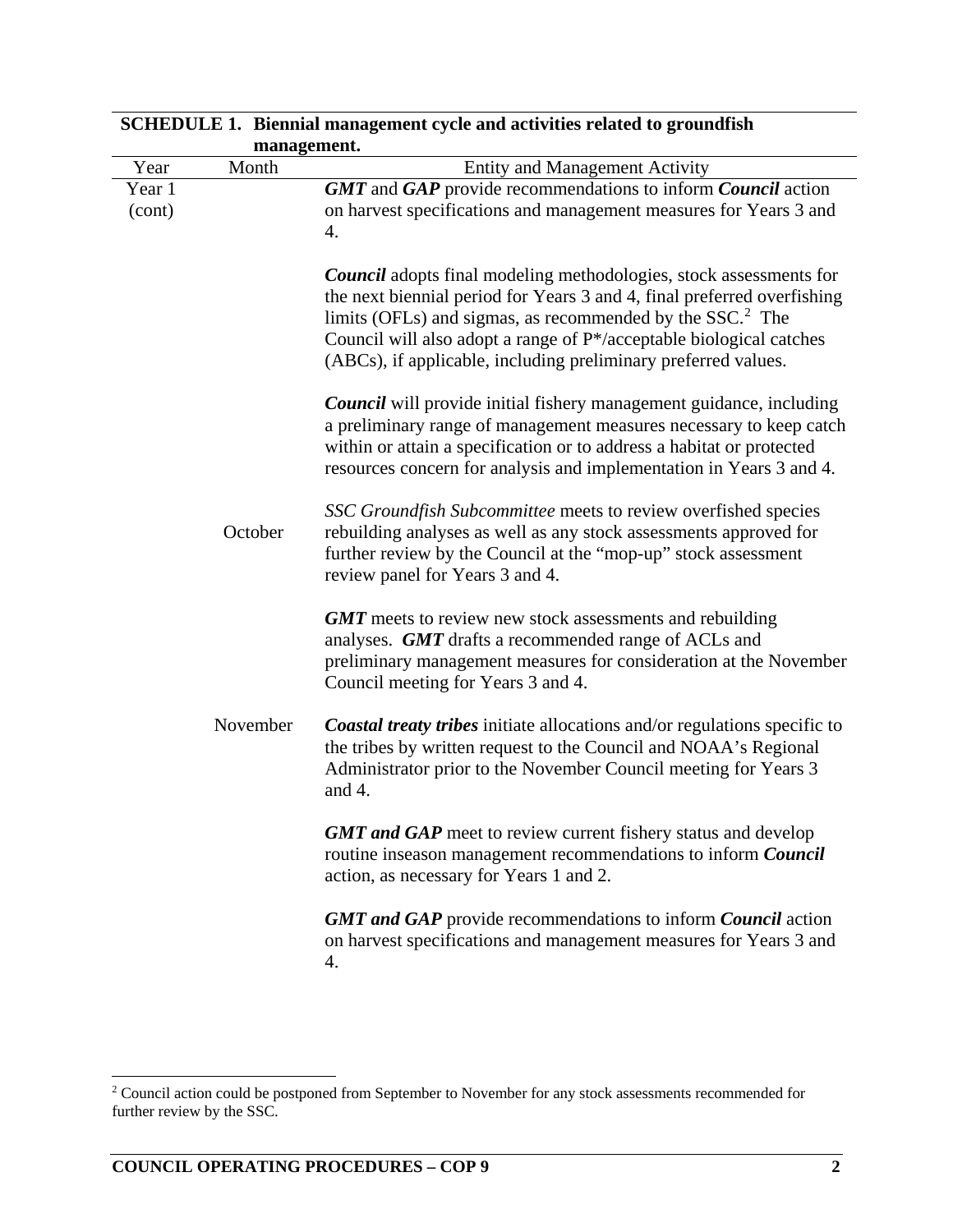**SCHEDULE 1. Biennial management cycle and activities related to groundfish management.**

| Year | Month | Entity and Management Activity |
|---|---|---|
| Year 1 (cont) | | ***GMT*** and ***GAP*** provide recommendations to inform ***Council*** action on harvest specifications and management measures for Years 3 and 4. |
| | | ***Council*** adopts final modeling methodologies, stock assessments for the next biennial period for Years 3 and 4, final preferred overfishing limits (OFLs) and sigmas, as recommended by the SSC.[2] The Council will also adopt a range of P*/acceptable biological catches (ABCs), if applicable, including preliminary preferred values. |
| | | ***Council*** will provide initial fishery management guidance, including a preliminary range of management measures necessary to keep catch within or attain a specification or to address a habitat or protected resources concern for analysis and implementation in Years 3 and 4. |
| | October | *SSC Groundfish Subcommittee* meets to review overfished species rebuilding analyses as well as any stock assessments approved for further review by the Council at the "mop-up" stock assessment review panel for Years 3 and 4. |
| | | ***GMT*** meets to review new stock assessments and rebuilding analyses. ***GMT*** drafts a recommended range of ACLs and preliminary management measures for consideration at the November Council meeting for Years 3 and 4. |
| | November | ***Coastal treaty tribes*** initiate allocations and/or regulations specific to the tribes by written request to the Council and NOAA's Regional Administrator prior to the November Council meeting for Years 3 and 4. |
| | | ***GMT and GAP*** meet to review current fishery status and develop routine inseason management recommendations to inform ***Council*** action, as necessary for Years 1 and 2. |
| | | ***GMT and GAP*** provide recommendations to inform ***Council*** action on harvest specifications and management measures for Years 3 and 4. |

[2] Council action could be postponed from September to November for any stock assessments recommended for further review by the SSC.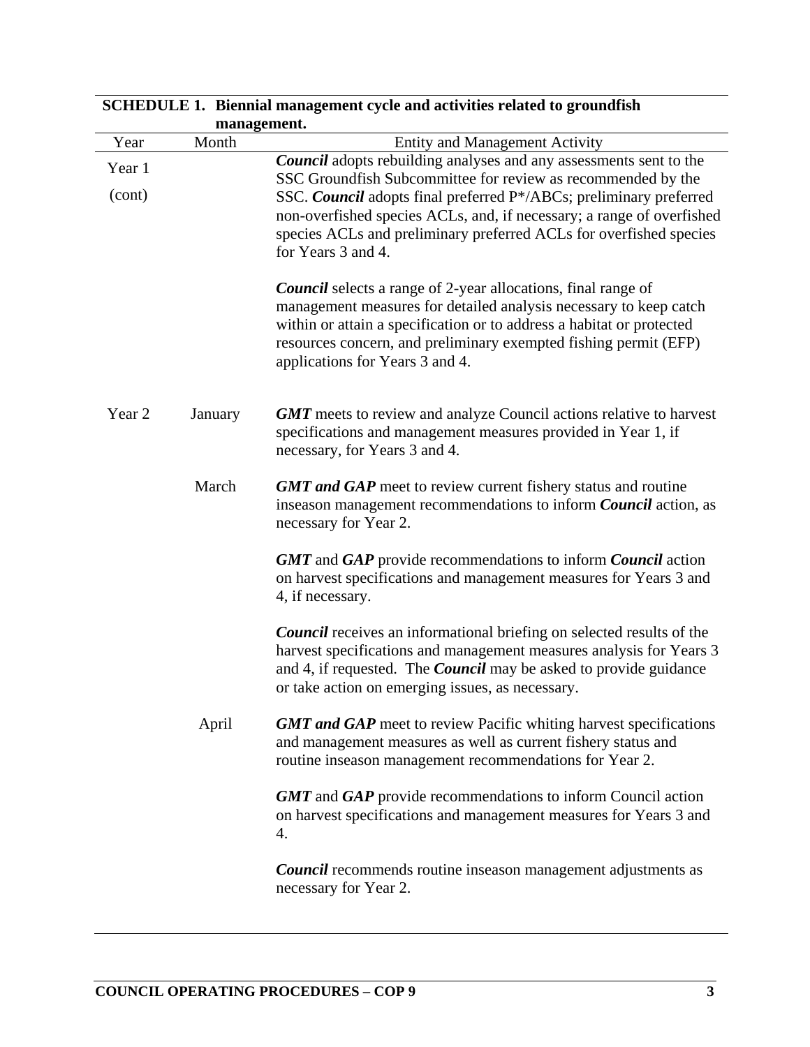**SCHEDULE 1. Biennial management cycle and activities related to groundfish management.**

| Year | Month | Entity and Management Activity |
|---|---|---|
| Year 1 (cont) | | ***Council*** adopts rebuilding analyses and any assessments sent to the SSC Groundfish Subcommittee for review as recommended by the SSC. ***Council*** adopts final preferred P*/ABCs; preliminary preferred non-overfished species ACLs, and, if necessary; a range of overfished species ACLs and preliminary preferred ACLs for overfished species for Years 3 and 4.<br><br>***Council*** selects a range of 2-year allocations, final range of management measures for detailed analysis necessary to keep catch within or attain a specification or to address a habitat or protected resources concern, and preliminary exempted fishing permit (EFP) applications for Years 3 and 4. |
| Year 2 | January | ***GMT*** meets to review and analyze Council actions relative to harvest specifications and management measures provided in Year 1, if necessary, for Years 3 and 4. |
| | March | ***GMT and GAP*** meet to review current fishery status and routine inseason management recommendations to inform ***Council*** action, as necessary for Year 2.<br><br>***GMT*** and ***GAP*** provide recommendations to inform ***Council*** action on harvest specifications and management measures for Years 3 and 4, if necessary.<br><br>***Council*** receives an informational briefing on selected results of the harvest specifications and management measures analysis for Years 3 and 4, if requested. The ***Council*** may be asked to provide guidance or take action on emerging issues, as necessary. |
| | April | ***GMT and GAP*** meet to review Pacific whiting harvest specifications and management measures as well as current fishery status and routine inseason management recommendations for Year 2.<br><br>***GMT*** and ***GAP*** provide recommendations to inform Council action on harvest specifications and management measures for Years 3 and 4.<br><br>***Council*** recommends routine inseason management adjustments as necessary for Year 2. |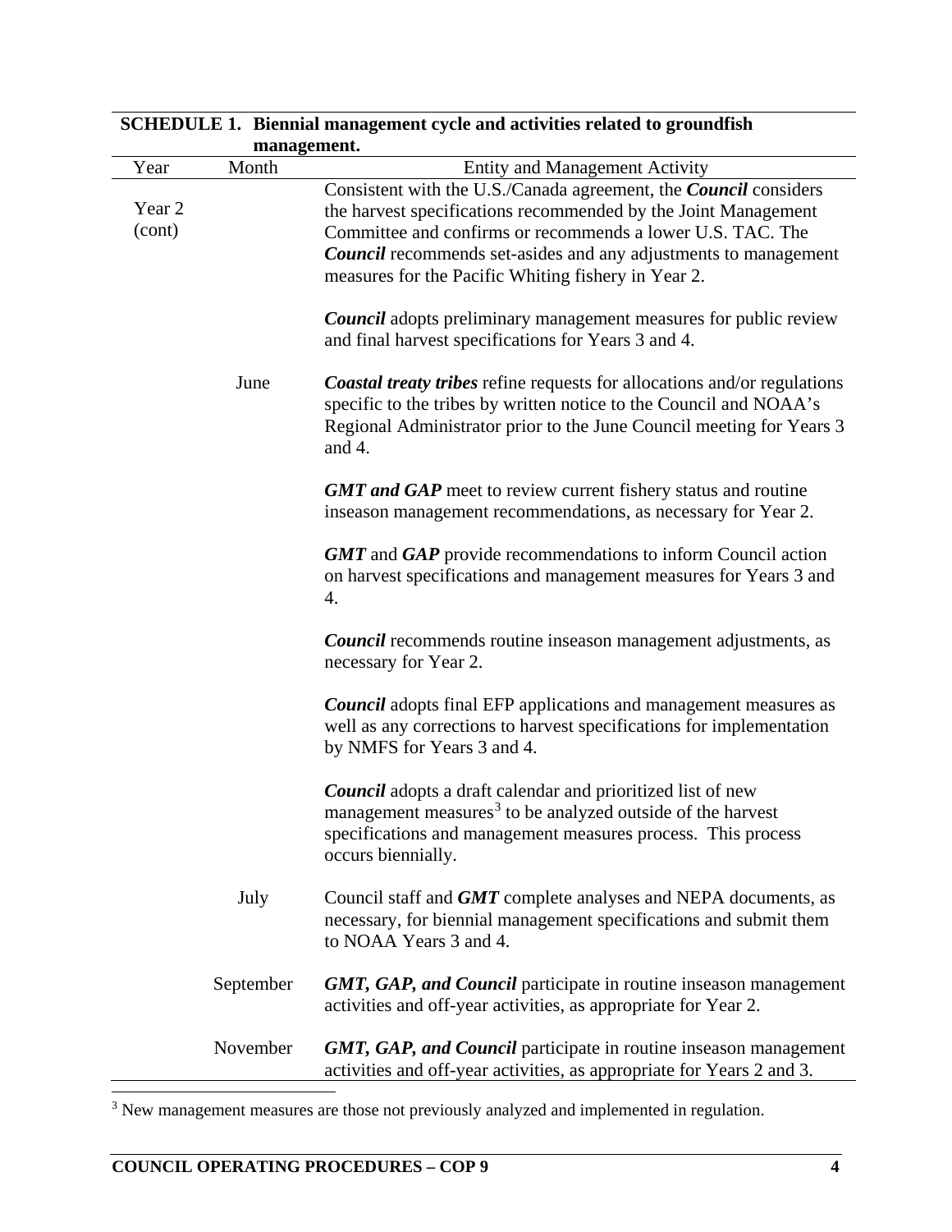**SCHEDULE 1. Biennial management cycle and activities related to groundfish management.**

| Year | Month | Entity and Management Activity |
|---|---|---|
| Year 2 (cont) | | Consistent with the U.S./Canada agreement, the ***Council*** considers the harvest specifications recommended by the Joint Management Committee and confirms or recommends a lower U.S. TAC. The ***Council*** recommends set-asides and any adjustments to management measures for the Pacific Whiting fishery in Year 2. |
| | | ***Council*** adopts preliminary management measures for public review and final harvest specifications for Years 3 and 4. |
| | June | ***Coastal treaty tribes*** refine requests for allocations and/or regulations specific to the tribes by written notice to the Council and NOAA's Regional Administrator prior to the June Council meeting for Years 3 and 4. |
| | | ***GMT and GAP*** meet to review current fishery status and routine inseason management recommendations, as necessary for Year 2. |
| | | ***GMT*** and ***GAP*** provide recommendations to inform Council action on harvest specifications and management measures for Years 3 and 4. |
| | | ***Council*** recommends routine inseason management adjustments, as necessary for Year 2. |
| | | ***Council*** adopts final EFP applications and management measures as well as any corrections to harvest specifications for implementation by NMFS for Years 3 and 4. |
| | | ***Council*** adopts a draft calendar and prioritized list of new management measures[3] to be analyzed outside of the harvest specifications and management measures process. This process occurs biennially. |
| | July | Council staff and ***GMT*** complete analyses and NEPA documents, as necessary, for biennial management specifications and submit them to NOAA Years 3 and 4. |
| | September | ***GMT, GAP, and Council*** participate in routine inseason management activities and off-year activities, as appropriate for Year 2. |
| | November | ***GMT, GAP, and Council*** participate in routine inseason management activities and off-year activities, as appropriate for Years 2 and 3. |

[3] New management measures are those not previously analyzed and implemented in regulation.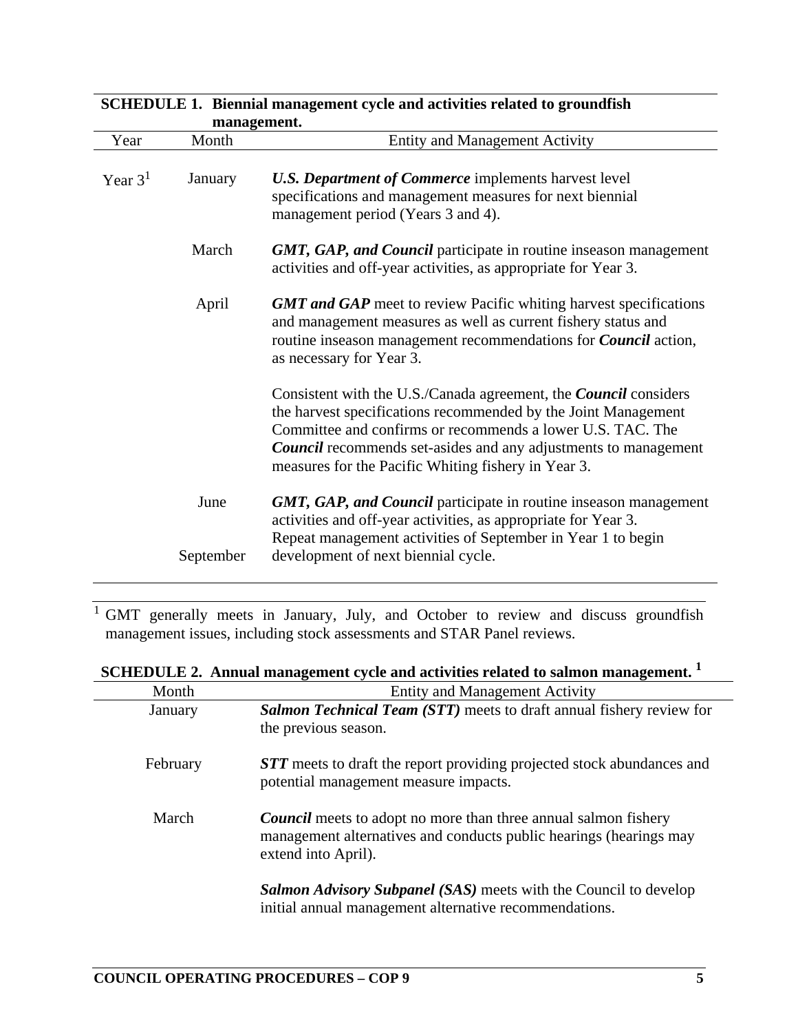**SCHEDULE 1. Biennial management cycle and activities related to groundfish management.**

| Year | Month | Entity and Management Activity |
|---|---|---|
| Year 3[1] | January | ***U.S. Department of Commerce*** implements harvest level specifications and management measures for next biennial management period (Years 3 and 4). |
| | March | ***GMT, GAP, and Council*** participate in routine inseason management activities and off-year activities, as appropriate for Year 3. |
| | April | ***GMT and GAP*** meet to review Pacific whiting harvest specifications and management measures as well as current fishery status and routine inseason management recommendations for ***Council*** action, as necessary for Year 3.<br><br>Consistent with the U.S./Canada agreement, the ***Council*** considers the harvest specifications recommended by the Joint Management Committee and confirms or recommends a lower U.S. TAC. The ***Council*** recommends set-asides and any adjustments to management measures for the Pacific Whiting fishery in Year 3. |
| | June | ***GMT, GAP, and Council*** participate in routine inseason management activities and off-year activities, as appropriate for Year 3. |
| | September | Repeat management activities of September in Year 1 to begin development of next biennial cycle. |

[1] GMT generally meets in January, July, and October to review and discuss groundfish management issues, including stock assessments and STAR Panel reviews.

**SCHEDULE 2. Annual management cycle and activities related to salmon management.** [1]

| Month | Entity and Management Activity |
|---|---|
| January | ***Salmon Technical Team (STT)*** meets to draft annual fishery review for the previous season. |
| February | ***STT*** meets to draft the report providing projected stock abundances and potential management measure impacts. |
| March | ***Council*** meets to adopt no more than three annual salmon fishery management alternatives and conducts public hearings (hearings may extend into April).<br><br>***Salmon Advisory Subpanel (SAS)*** meets with the Council to develop initial annual management alternative recommendations. |